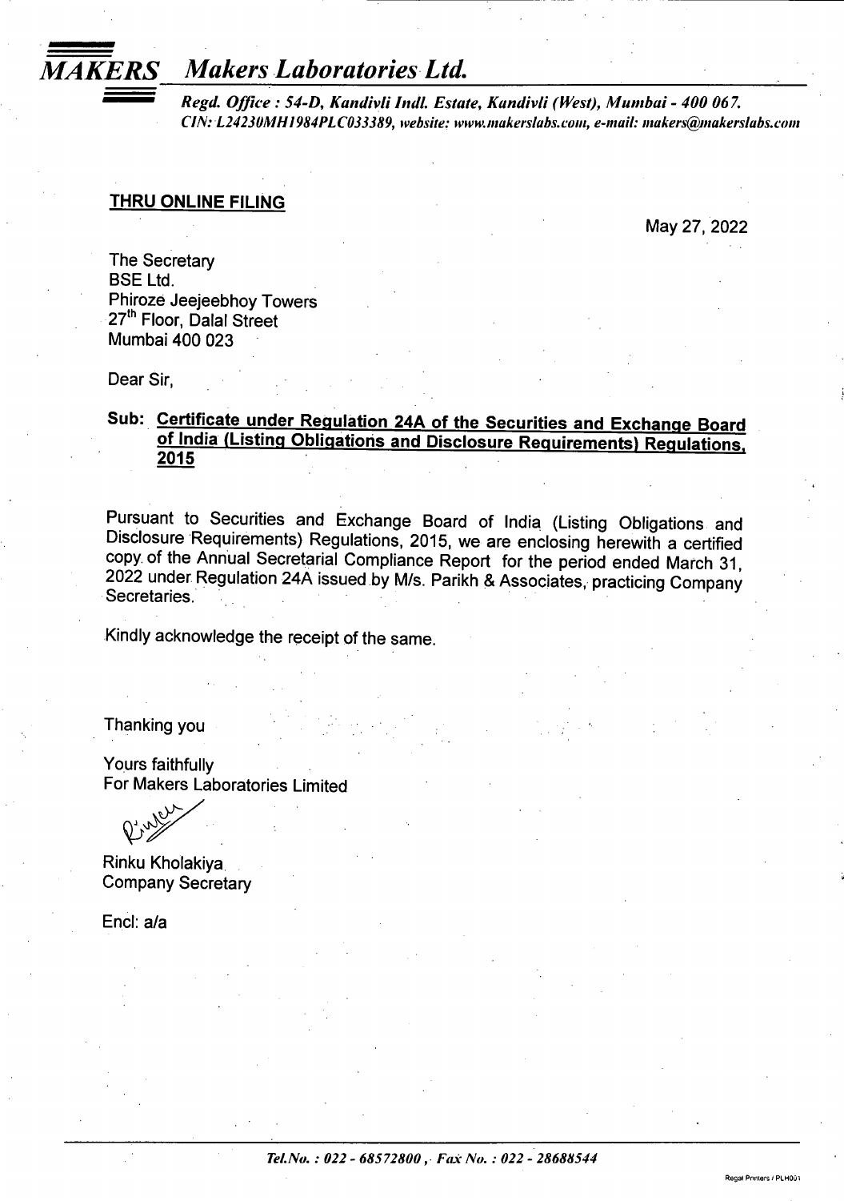# MAKERS Makers Laboratories Ltd.

*Regd. Office : 54-D, Kandivli Indl. Estate, Kandivli (West), Mumbai - 400 067.*
*CIN: L24230MH1984PLC033389, website: www.makerslabs.com, e-mail: makers@makerslabs.com*

**THRU ONLINE FILING**

May 27, 2022

The Secretary
BSE Ltd.
Phiroze Jeejeebhoy Towers
27th Floor, Dalal Street
Mumbai 400 023

Dear Sir,

**Sub: Certificate under Regulation 24A of the Securities and Exchange Board of India (Listing Obligations and Disclosure Requirements) Regulations, 2015**

Pursuant to Securities and Exchange Board of India (Listing Obligations and Disclosure Requirements) Regulations, 2015, we are enclosing herewith a certified copy of the Annual Secretarial Compliance Report for the period ended March 31, 2022 under Regulation 24A issued by M/s. Parikh & Associates, practicing Company Secretaries.

Kindly acknowledge the receipt of the same.

Thanking you

Yours faithfully
For Makers Laboratories Limited

Rinku Kholakiya
Company Secretary

Encl: a/a

*Tel.No. : 022 - 68572800 , Fax No. : 022 - 28688544*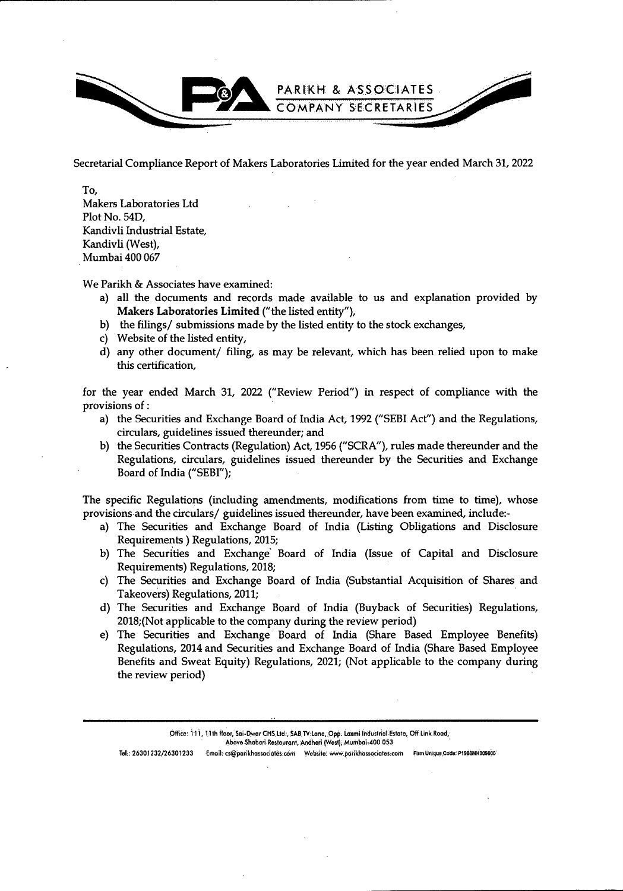Secretarial Compliance Report of Makers Laboratories Limited for the year ended March 31, 2022

To,  
Makers Laboratories Ltd  
Plot No. 54D,  
Kandivli Industrial Estate,  
Kandivli (West),  
Mumbai 400 067

We Parikh & Associates have examined:

a) all the documents and records made available to us and explanation provided by **Makers Laboratories Limited** ("the listed entity"),
b) the filings/ submissions made by the listed entity to the stock exchanges,
c) Website of the listed entity,
d) any other document/ filing, as may be relevant, which has been relied upon to make this certification,

for the year ended March 31, 2022 ("Review Period") in respect of compliance with the provisions of :

a) the Securities and Exchange Board of India Act, 1992 ("SEBI Act") and the Regulations, circulars, guidelines issued thereunder; and
b) the Securities Contracts (Regulation) Act, 1956 ("SCRA"), rules made thereunder and the Regulations, circulars, guidelines issued thereunder by the Securities and Exchange Board of India ("SEBI");

The specific Regulations (including amendments, modifications from time to time), whose provisions and the circulars/ guidelines issued thereunder, have been examined, include:-

a) The Securities and Exchange Board of India (Listing Obligations and Disclosure Requirements ) Regulations, 2015;
b) The Securities and Exchange Board of India (Issue of Capital and Disclosure Requirements) Regulations, 2018;
c) The Securities and Exchange Board of India (Substantial Acquisition of Shares and Takeovers) Regulations, 2011;
d) The Securities and Exchange Board of India (Buyback of Securities) Regulations, 2018;(Not applicable to the company during the review period)
e) The Securities and Exchange Board of India (Share Based Employee Benefits) Regulations, 2014 and Securities and Exchange Board of India (Share Based Employee Benefits and Sweat Equity) Regulations, 2021; (Not applicable to the company during the review period)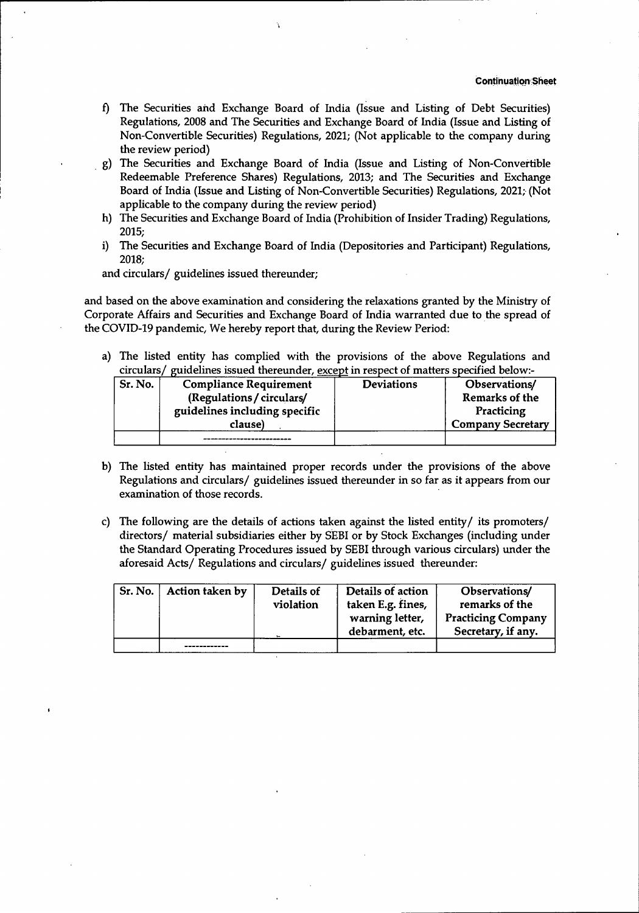f) The Securities and Exchange Board of India (Issue and Listing of Debt Securities) Regulations, 2008 and The Securities and Exchange Board of India (Issue and Listing of Non-Convertible Securities) Regulations, 2021; (Not applicable to the company during the review period)

g) The Securities and Exchange Board of India (Issue and Listing of Non-Convertible Redeemable Preference Shares) Regulations, 2013; and The Securities and Exchange Board of India (Issue and Listing of Non-Convertible Securities) Regulations, 2021; (Not applicable to the company during the review period)

h) The Securities and Exchange Board of India (Prohibition of Insider Trading) Regulations, 2015;

i) The Securities and Exchange Board of India (Depositories and Participant) Regulations, 2018;

and circulars/ guidelines issued thereunder;

and based on the above examination and considering the relaxations granted by the Ministry of Corporate Affairs and Securities and Exchange Board of India warranted due to the spread of the COVID-19 pandemic, We hereby report that, during the Review Period:

a) The listed entity has complied with the provisions of the above Regulations and circulars/ guidelines issued thereunder, except in respect of matters specified below:-

| Sr. No. | Compliance Requirement (Regulations / circulars/ guidelines including specific clause) | Deviations | Observations/ Remarks of the Practicing Company Secretary |
|---|---|---|---|
| | ------------------------ | | |

b) The listed entity has maintained proper records under the provisions of the above Regulations and circulars/ guidelines issued thereunder in so far as it appears from our examination of those records.

c) The following are the details of actions taken against the listed entity/ its promoters/ directors/ material subsidiaries either by SEBI or by Stock Exchanges (including under the Standard Operating Procedures issued by SEBI through various circulars) under the aforesaid Acts/ Regulations and circulars/ guidelines issued thereunder:

| Sr. No. | Action taken by | Details of violation | Details of action taken E.g. fines, warning letter, debarment, etc. | Observations/ remarks of the Practicing Company Secretary, if any. |
|---|---|---|---|---|
| | ------------ | | | |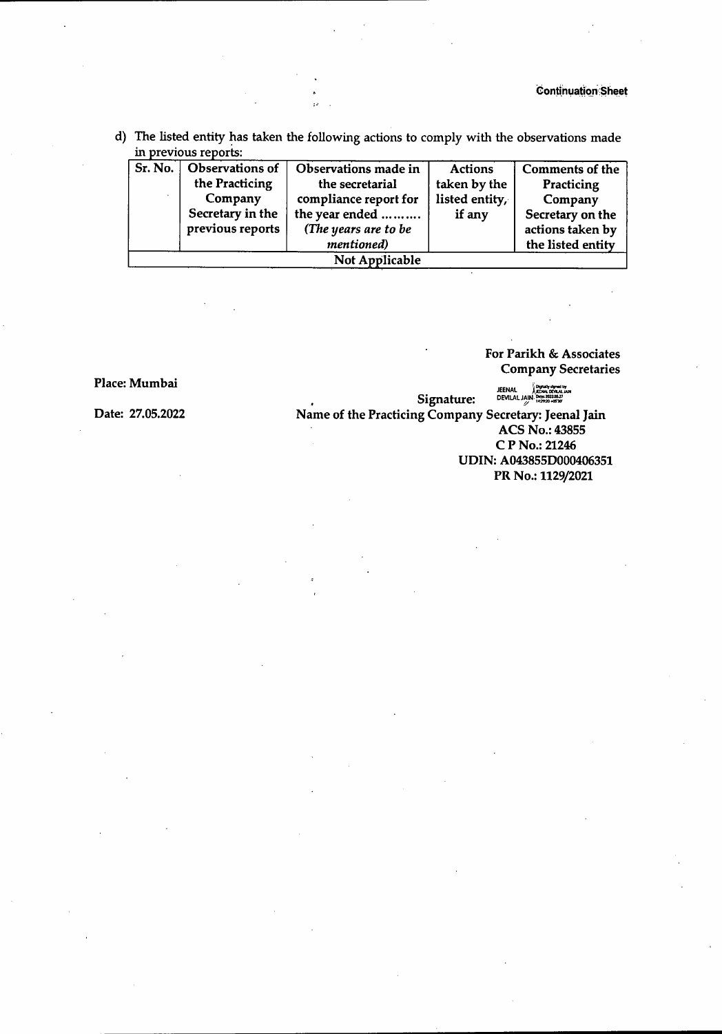Continuation Sheet

d) The listed entity has taken the following actions to comply with the observations made in previous reports:

| Sr. No. | Observations of the Practicing Company Secretary in the previous reports | Observations made in the secretarial compliance report for the year ended ………. *(The years are to be mentioned)* | Actions taken by the listed entity, if any | Comments of the Practicing Company Secretary on the actions taken by the listed entity |
|---|---|---|---|---|
| Not Applicable | | | | |

For Parikh & Associates
Company Secretaries

Place: Mumbai

Signature: JEENAL DEVILAL JAIN

Date: 27.05.2022

Name of the Practicing Company Secretary: Jeenal Jain
ACS No.: 43855
C P No.: 21246
UDIN: A043855D000406351
PR No.: 1129/2021